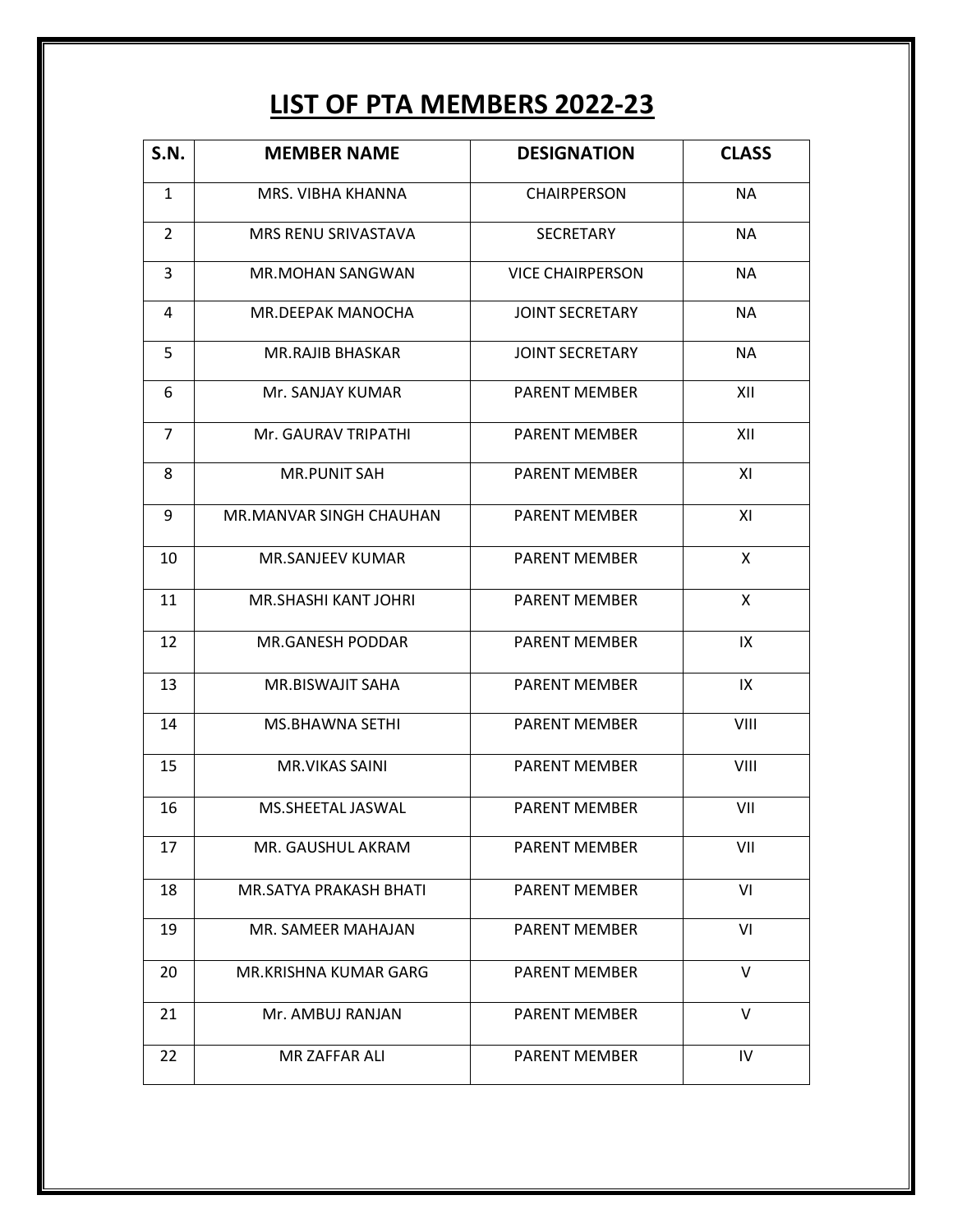# LIST OF PTA MEMBERS 2022-23

| S.N. | MEMBER NAME | DESIGNATION | CLASS |
|---|---|---|---|
| 1 | MRS. VIBHA KHANNA | CHAIRPERSON | NA |
| 2 | MRS RENU SRIVASTAVA | SECRETARY | NA |
| 3 | MR.MOHAN SANGWAN | VICE CHAIRPERSON | NA |
| 4 | MR.DEEPAK MANOCHA | JOINT SECRETARY | NA |
| 5 | MR.RAJIB BHASKAR | JOINT SECRETARY | NA |
| 6 | Mr. SANJAY KUMAR | PARENT MEMBER | XII |
| 7 | Mr. GAURAV TRIPATHI | PARENT MEMBER | XII |
| 8 | MR.PUNIT SAH | PARENT MEMBER | XI |
| 9 | MR.MANVAR SINGH CHAUHAN | PARENT MEMBER | XI |
| 10 | MR.SANJEEV KUMAR | PARENT MEMBER | X |
| 11 | MR.SHASHI KANT JOHRI | PARENT MEMBER | X |
| 12 | MR.GANESH PODDAR | PARENT MEMBER | IX |
| 13 | MR.BISWAJIT SAHA | PARENT MEMBER | IX |
| 14 | MS.BHAWNA SETHI | PARENT MEMBER | VIII |
| 15 | MR.VIKAS SAINI | PARENT MEMBER | VIII |
| 16 | MS.SHEETAL JASWAL | PARENT MEMBER | VII |
| 17 | MR. GAUSHUL AKRAM | PARENT MEMBER | VII |
| 18 | MR.SATYA PRAKASH BHATI | PARENT MEMBER | VI |
| 19 | MR. SAMEER MAHAJAN | PARENT MEMBER | VI |
| 20 | MR.KRISHNA KUMAR GARG | PARENT MEMBER | V |
| 21 | Mr. AMBUJ RANJAN | PARENT MEMBER | V |
| 22 | MR ZAFFAR ALI | PARENT MEMBER | IV |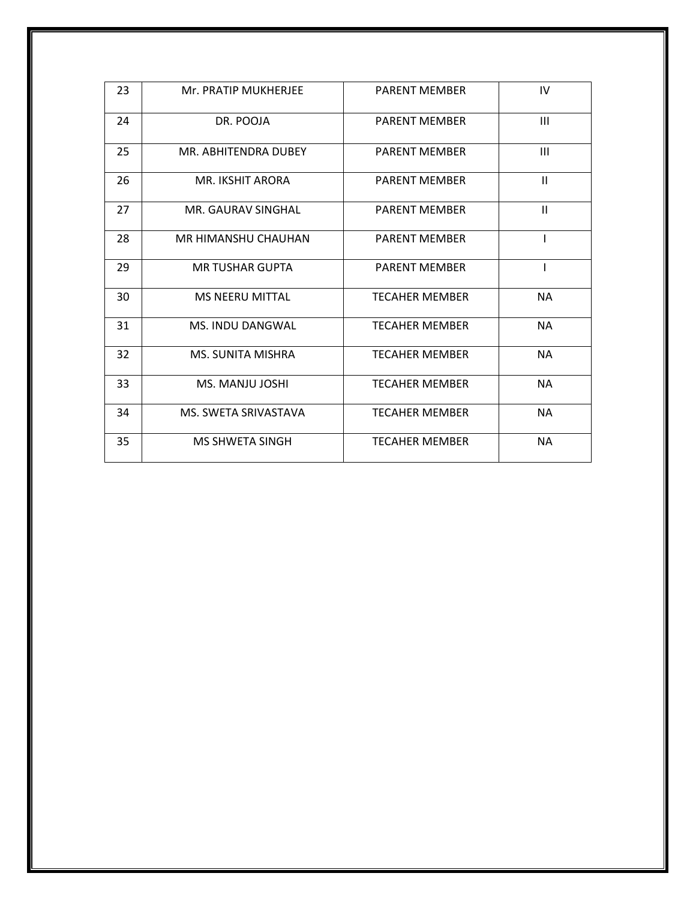| | | | |
|---|---|---|---|
| 23 | Mr. PRATIP MUKHERJEE | PARENT MEMBER | IV |
| 24 | DR. POOJA | PARENT MEMBER | III |
| 25 | MR. ABHITENDRA DUBEY | PARENT MEMBER | III |
| 26 | MR. IKSHIT ARORA | PARENT MEMBER | II |
| 27 | MR. GAURAV SINGHAL | PARENT MEMBER | II |
| 28 | MR HIMANSHU CHAUHAN | PARENT MEMBER | I |
| 29 | MR TUSHAR GUPTA | PARENT MEMBER | I |
| 30 | MS NEERU MITTAL | TECAHER MEMBER | NA |
| 31 | MS. INDU DANGWAL | TECAHER MEMBER | NA |
| 32 | MS. SUNITA MISHRA | TECAHER MEMBER | NA |
| 33 | MS. MANJU JOSHI | TECAHER MEMBER | NA |
| 34 | MS. SWETA SRIVASTAVA | TECAHER MEMBER | NA |
| 35 | MS SHWETA SINGH | TECAHER MEMBER | NA |